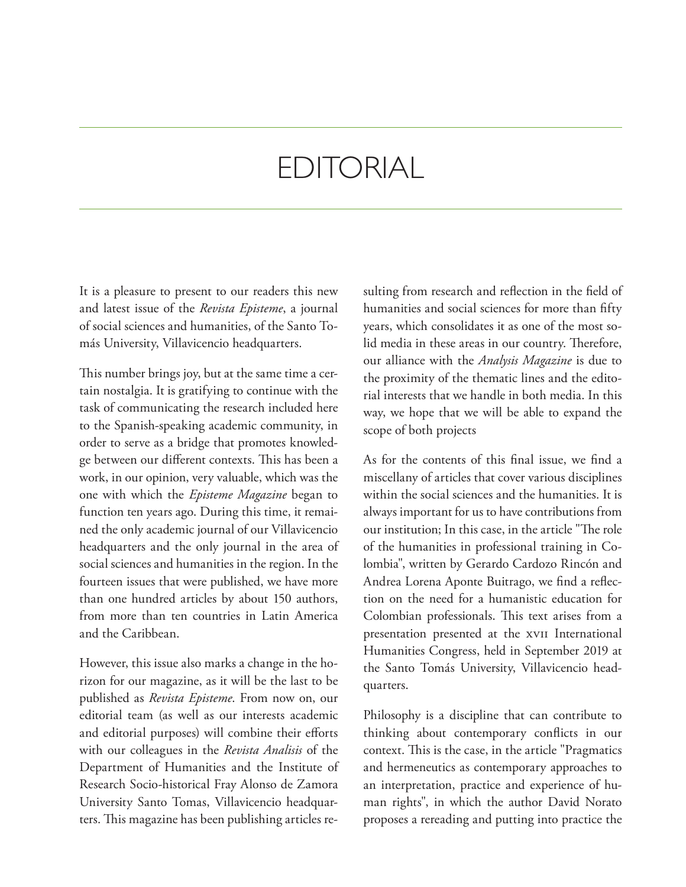# EDITORIAL

It is a pleasure to present to our readers this new and latest issue of the *Revista Episteme*, a journal of social sciences and humanities, of the Santo Tomás University, Villavicencio headquarters.

This number brings joy, but at the same time a certain nostalgia. It is gratifying to continue with the task of communicating the research included here to the Spanish-speaking academic community, in order to serve as a bridge that promotes knowledge between our different contexts. This has been a work, in our opinion, very valuable, which was the one with which the *Episteme Magazine* began to function ten years ago. During this time, it remained the only academic journal of our Villavicencio headquarters and the only journal in the area of social sciences and humanities in the region. In the fourteen issues that were published, we have more than one hundred articles by about 150 authors, from more than ten countries in Latin America and the Caribbean.

However, this issue also marks a change in the horizon for our magazine, as it will be the last to be published as *Revista Episteme*. From now on, our editorial team (as well as our interests academic and editorial purposes) will combine their efforts with our colleagues in the *Revista Analisis* of the Department of Humanities and the Institute of Research Socio-historical Fray Alonso de Zamora University Santo Tomas, Villavicencio headquarters. This magazine has been publishing articles resulting from research and reflection in the field of humanities and social sciences for more than fifty years, which consolidates it as one of the most solid media in these areas in our country. Therefore, our alliance with the *Analysis Magazine* is due to the proximity of the thematic lines and the editorial interests that we handle in both media. In this way, we hope that we will be able to expand the scope of both projects

As for the contents of this final issue, we find a miscellany of articles that cover various disciplines within the social sciences and the humanities. It is always important for us to have contributions from our institution; In this case, in the article "The role of the humanities in professional training in Colombia", written by Gerardo Cardozo Rincón and Andrea Lorena Aponte Buitrago, we find a reflection on the need for a humanistic education for Colombian professionals. This text arises from a presentation presented at the XVII International Humanities Congress, held in September 2019 at the Santo Tomás University, Villavicencio headquarters.

Philosophy is a discipline that can contribute to thinking about contemporary conflicts in our context. This is the case, in the article "Pragmatics and hermeneutics as contemporary approaches to an interpretation, practice and experience of human rights", in which the author David Norato proposes a rereading and putting into practice the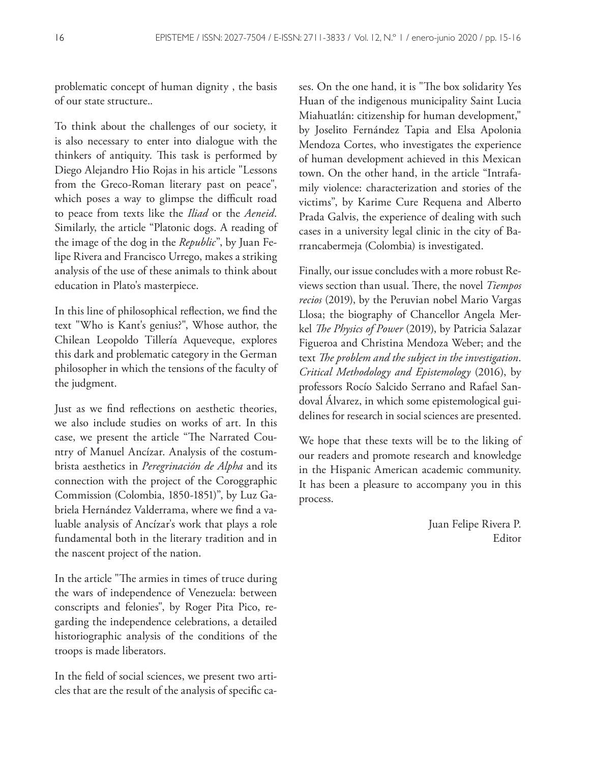problematic concept of human dignity , the basis of our state structure..

To think about the challenges of our society, it is also necessary to enter into dialogue with the thinkers of antiquity. This task is performed by Diego Alejandro Hio Rojas in his article "Lessons from the Greco-Roman literary past on peace", which poses a way to glimpse the difficult road to peace from texts like the *Iliad* or the *Aeneid*. Similarly, the article "Platonic dogs. A reading of the image of the dog in the *Republic*", by Juan Felipe Rivera and Francisco Urrego, makes a striking analysis of the use of these animals to think about education in Plato's masterpiece.

In this line of philosophical reflection, we find the text "Who is Kant's genius?", Whose author, the Chilean Leopoldo Tillería Aqueveque, explores this dark and problematic category in the German philosopher in which the tensions of the faculty of the judgment.

Just as we find reflections on aesthetic theories, we also include studies on works of art. In this case, we present the article "The Narrated Country of Manuel Ancízar. Analysis of the costumbrista aesthetics in *Peregrinación de Alpha* and its connection with the project of the Coroggraphic Commission (Colombia, 1850-1851)", by Luz Gabriela Hernández Valderrama, where we find a valuable analysis of Ancízar's work that plays a role fundamental both in the literary tradition and in the nascent project of the nation.

In the article "The armies in times of truce during the wars of independence of Venezuela: between conscripts and felonies", by Roger Pita Pico, regarding the independence celebrations, a detailed historiographic analysis of the conditions of the troops is made liberators.

In the field of social sciences, we present two articles that are the result of the analysis of specific cases. On the one hand, it is "The box solidarity Yes Huan of the indigenous municipality Saint Lucia Miahuatlán: citizenship for human development," by Joselito Fernández Tapia and Elsa Apolonia Mendoza Cortes, who investigates the experience of human development achieved in this Mexican town. On the other hand, in the article "Intrafamily violence: characterization and stories of the victims", by Karime Cure Requena and Alberto Prada Galvis, the experience of dealing with such cases in a university legal clinic in the city of Barrancabermeja (Colombia) is investigated.

Finally, our issue concludes with a more robust Reviews section than usual. There, the novel *Tiempos recios* (2019), by the Peruvian nobel Mario Vargas Llosa; the biography of Chancellor Angela Merkel *The Physics of Power* (2019), by Patricia Salazar Figueroa and Christina Mendoza Weber; and the text *The problem and the subject in the investigation*. *Critical Methodology and Epistemology* (2016), by professors Rocío Salcido Serrano and Rafael Sandoval Álvarez, in which some epistemological guidelines for research in social sciences are presented.

We hope that these texts will be to the liking of our readers and promote research and knowledge in the Hispanic American academic community. It has been a pleasure to accompany you in this process.

Juan Felipe Rivera P.
Editor